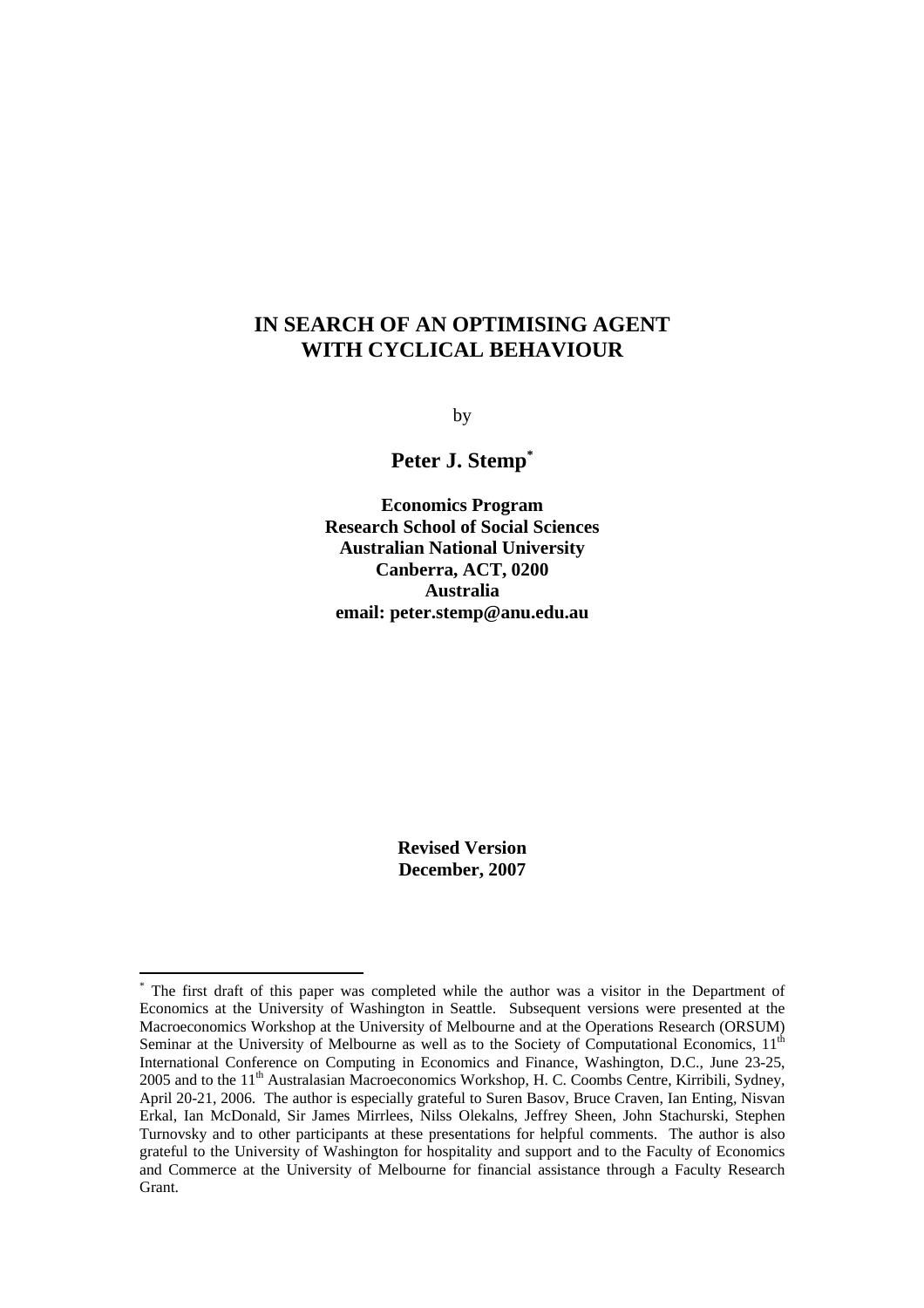# IN SEARCH OF AN OPTIMISING AGENT WITH CYCLICAL BEHAVIOUR

by

**Peter J. Stemp***

**Economics Program**
**Research School of Social Sciences**
**Australian National University**
**Canberra, ACT, 0200**
**Australia**
**email: peter.stemp@anu.edu.au**

**Revised Version**
**December, 2007**

---

* The first draft of this paper was completed while the author was a visitor in the Department of Economics at the University of Washington in Seattle. Subsequent versions were presented at the Macroeconomics Workshop at the University of Melbourne and at the Operations Research (ORSUM) Seminar at the University of Melbourne as well as to the Society of Computational Economics, 11th International Conference on Computing in Economics and Finance, Washington, D.C., June 23-25, 2005 and to the 11th Australasian Macroeconomics Workshop, H. C. Coombs Centre, Kirribili, Sydney, April 20-21, 2006. The author is especially grateful to Suren Basov, Bruce Craven, Ian Enting, Nisvan Erkal, Ian McDonald, Sir James Mirrlees, Nilss Olekalns, Jeffrey Sheen, John Stachurski, Stephen Turnovsky and to other participants at these presentations for helpful comments. The author is also grateful to the University of Washington for hospitality and support and to the Faculty of Economics and Commerce at the University of Melbourne for financial assistance through a Faculty Research Grant.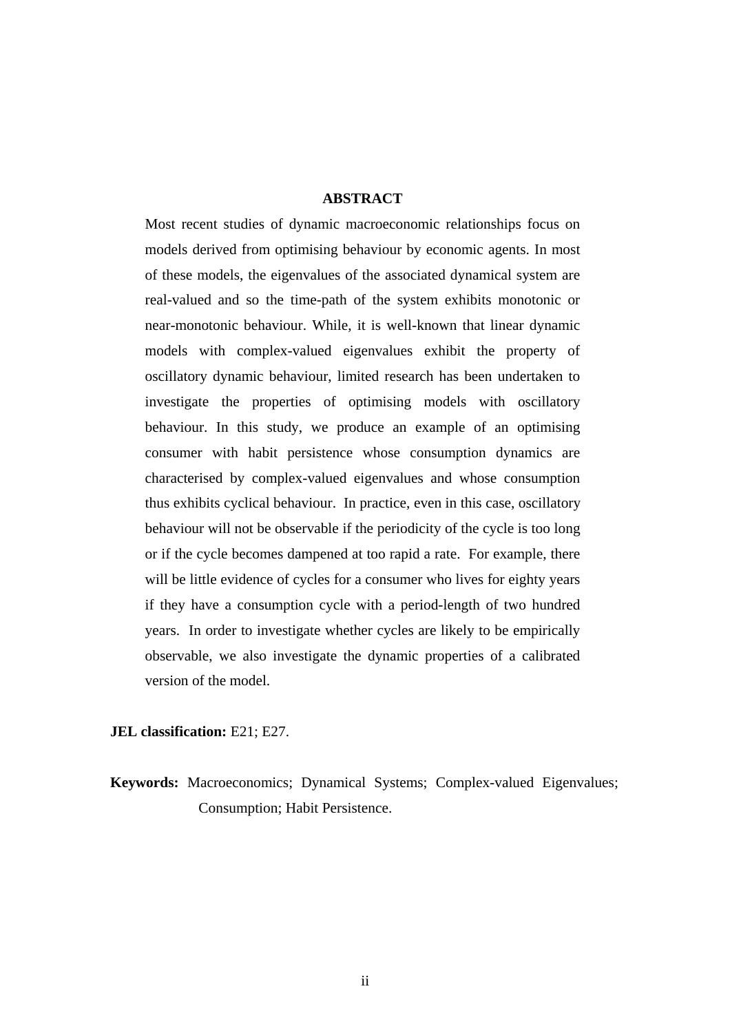## ABSTRACT

Most recent studies of dynamic macroeconomic relationships focus on models derived from optimising behaviour by economic agents. In most of these models, the eigenvalues of the associated dynamical system are real-valued and so the time-path of the system exhibits monotonic or near-monotonic behaviour. While, it is well-known that linear dynamic models with complex-valued eigenvalues exhibit the property of oscillatory dynamic behaviour, limited research has been undertaken to investigate the properties of optimising models with oscillatory behaviour. In this study, we produce an example of an optimising consumer with habit persistence whose consumption dynamics are characterised by complex-valued eigenvalues and whose consumption thus exhibits cyclical behaviour. In practice, even in this case, oscillatory behaviour will not be observable if the periodicity of the cycle is too long or if the cycle becomes dampened at too rapid a rate. For example, there will be little evidence of cycles for a consumer who lives for eighty years if they have a consumption cycle with a period-length of two hundred years. In order to investigate whether cycles are likely to be empirically observable, we also investigate the dynamic properties of a calibrated version of the model.

**JEL classification:** E21; E27.

**Keywords:** Macroeconomics; Dynamical Systems; Complex-valued Eigenvalues; Consumption; Habit Persistence.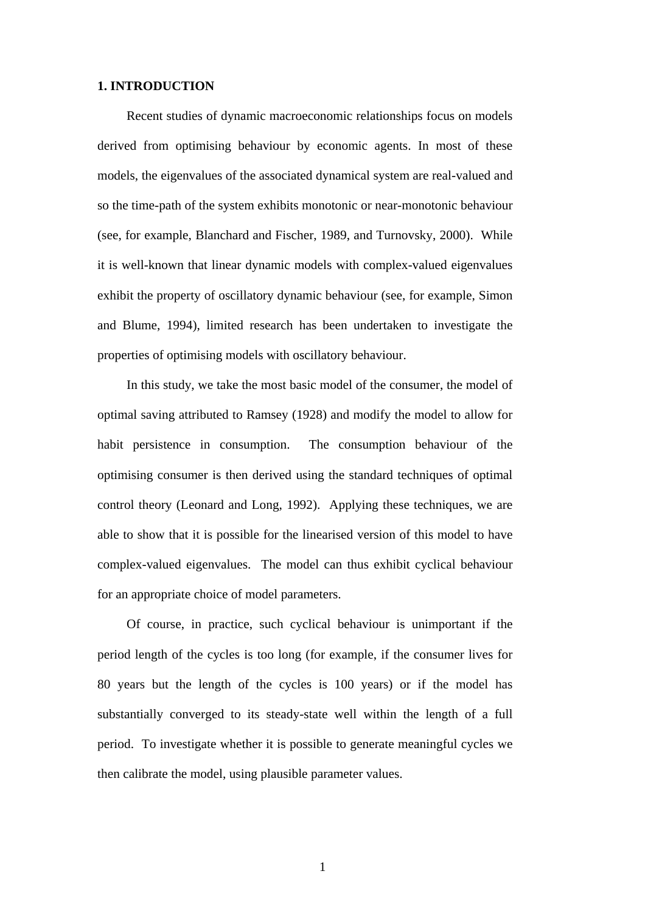## 1. INTRODUCTION

Recent studies of dynamic macroeconomic relationships focus on models derived from optimising behaviour by economic agents. In most of these models, the eigenvalues of the associated dynamical system are real-valued and so the time-path of the system exhibits monotonic or near-monotonic behaviour (see, for example, Blanchard and Fischer, 1989, and Turnovsky, 2000). While it is well-known that linear dynamic models with complex-valued eigenvalues exhibit the property of oscillatory dynamic behaviour (see, for example, Simon and Blume, 1994), limited research has been undertaken to investigate the properties of optimising models with oscillatory behaviour.

In this study, we take the most basic model of the consumer, the model of optimal saving attributed to Ramsey (1928) and modify the model to allow for habit persistence in consumption. The consumption behaviour of the optimising consumer is then derived using the standard techniques of optimal control theory (Leonard and Long, 1992). Applying these techniques, we are able to show that it is possible for the linearised version of this model to have complex-valued eigenvalues. The model can thus exhibit cyclical behaviour for an appropriate choice of model parameters.

Of course, in practice, such cyclical behaviour is unimportant if the period length of the cycles is too long (for example, if the consumer lives for 80 years but the length of the cycles is 100 years) or if the model has substantially converged to its steady-state well within the length of a full period. To investigate whether it is possible to generate meaningful cycles we then calibrate the model, using plausible parameter values.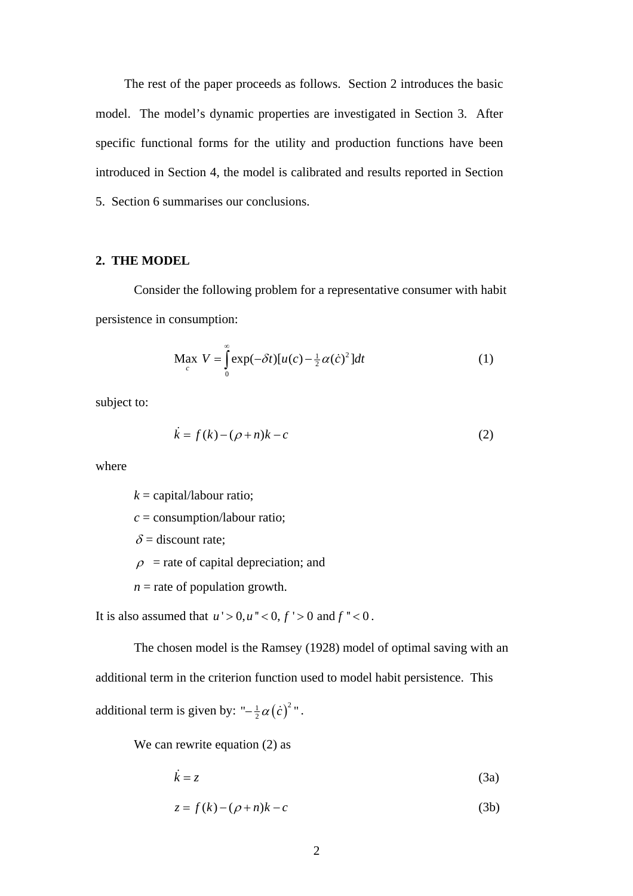The rest of the paper proceeds as follows. Section 2 introduces the basic model. The model's dynamic properties are investigated in Section 3. After specific functional forms for the utility and production functions have been introduced in Section 4, the model is calibrated and results reported in Section 5. Section 6 summarises our conclusions.

## 2. THE MODEL

Consider the following problem for a representative consumer with habit persistence in consumption:

$$\operatorname*{Max}_{c} \; V = \int_{0}^{\infty} \exp(-\delta t)[u(c) - \tfrac{1}{2}\alpha(\dot{c})^2]dt \tag{1}$$

subject to:

$$\dot{k} = f(k) - (\rho + n)k - c \tag{2}$$

where

$k$ = capital/labour ratio;

$c$ = consumption/labour ratio;

$\delta$ = discount rate;

$\rho$ = rate of capital depreciation; and

$n$ = rate of population growth.

It is also assumed that $u' > 0, u'' < 0$, $f' > 0$ and $f'' < 0$.

The chosen model is the Ramsey (1928) model of optimal saving with an additional term in the criterion function used to model habit persistence. This additional term is given by: $"-\tfrac{1}{2}\alpha\left(\dot{c}\right)^2"$.

We can rewrite equation (2) as

$$\dot{k} = z \tag{3a}$$

$$z = f(k) - (\rho + n)k - c \tag{3b}$$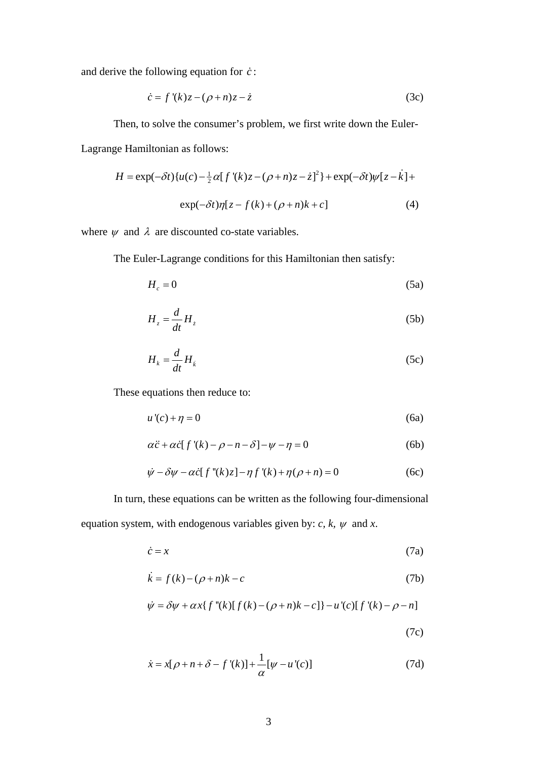and derive the following equation for $\dot{c}$:

$$\dot{c} = f'(k)z - (\rho + n)z - \dot{z} \tag{3c}$$

Then, to solve the consumer's problem, we first write down the Euler-Lagrange Hamiltonian as follows:

$$H = \exp(-\delta t)\{u(c) - \tfrac{1}{2}\alpha[f'(k)z - (\rho + n)z - \dot{z}]^2\} + \exp(-\delta t)\psi[z - \dot{k}] +$$

$$\exp(-\delta t)\eta[z - f(k) + (\rho + n)k + c] \tag{4}$$

where $\psi$ and $\lambda$ are discounted co-state variables.

The Euler-Lagrange conditions for this Hamiltonian then satisfy:

$$H_c = 0 \tag{5a}$$

$$H_z = \frac{d}{dt} H_{\dot{z}} \tag{5b}$$

$$H_k = \frac{d}{dt} H_{\dot{k}} \tag{5c}$$

These equations then reduce to:

$$u'(c) + \eta = 0 \tag{6a}$$

$$\alpha \ddot{c} + \alpha \dot{c}[f'(k) - \rho - n - \delta] - \psi - \eta = 0 \tag{6b}$$

$$\dot{\psi} - \delta\psi - \alpha\dot{c}[f''(k)z] - \eta f'(k) + \eta(\rho + n) = 0 \tag{6c}$$

In turn, these equations can be written as the following four-dimensional equation system, with endogenous variables given by: $c$, $k$, $\psi$ and $x$.

$$\dot{c} = x \tag{7a}$$

$$\dot{k} = f(k) - (\rho + n)k - c \tag{7b}$$

$$\dot{\psi} = \delta\psi + \alpha x\{f''(k)[f(k) - (\rho + n)k - c]\} - u'(c)[f'(k) - \rho - n] \tag{7c}$$

$$\dot{x} = x[\rho + n + \delta - f'(k)] + \frac{1}{\alpha}[\psi - u'(c)] \tag{7d}$$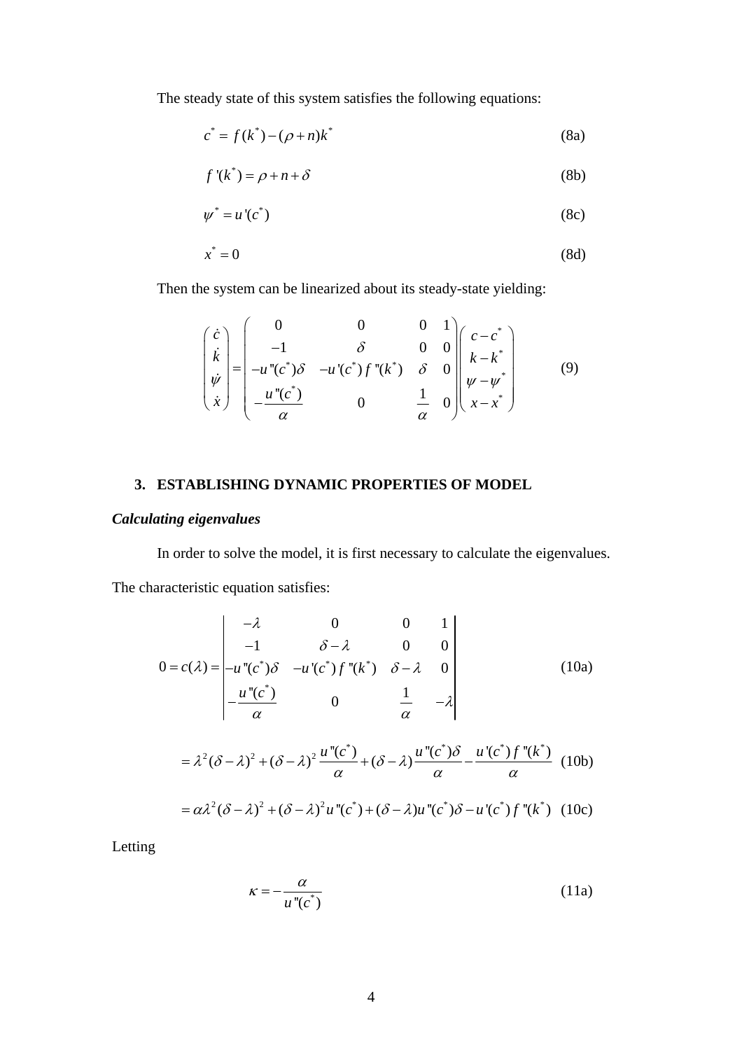The steady state of this system satisfies the following equations:

$$c^* = f(k^*) - (\rho + n)k^* \tag{8a}$$

$$f'(k^*) = \rho + n + \delta \tag{8b}$$

$$\psi^* = u'(c^*) \tag{8c}$$

$$x^* = 0 \tag{8d}$$

Then the system can be linearized about its steady-state yielding:

$$\begin{pmatrix} \dot{c} \\ \dot{k} \\ \dot{\psi} \\ \dot{x} \end{pmatrix} = \begin{pmatrix} 0 & 0 & 0 & 1 \\ -1 & \delta & 0 & 0 \\ -u''(c^*)\delta & -u'(c^*) f''(k^*) & \delta & 0 \\ -\dfrac{u''(c^*)}{\alpha} & 0 & \dfrac{1}{\alpha} & 0 \end{pmatrix} \begin{pmatrix} c - c^* \\ k - k^* \\ \psi - \psi^* \\ x - x^* \end{pmatrix} \tag{9}$$

## 3. ESTABLISHING DYNAMIC PROPERTIES OF MODEL

### *Calculating eigenvalues*

In order to solve the model, it is first necessary to calculate the eigenvalues. The characteristic equation satisfies:

$$0 = c(\lambda) = \begin{vmatrix} -\lambda & 0 & 0 & 1 \\ -1 & \delta - \lambda & 0 & 0 \\ -u''(c^*)\delta & -u'(c^*) f''(k^*) & \delta - \lambda & 0 \\ -\dfrac{u''(c^*)}{\alpha} & 0 & \dfrac{1}{\alpha} & -\lambda \end{vmatrix} \tag{10a}$$

$$= \lambda^2(\delta - \lambda)^2 + (\delta - \lambda)^2 \frac{u''(c^*)}{\alpha} + (\delta - \lambda)\frac{u''(c^*)\delta}{\alpha} - \frac{u'(c^*) f''(k^*)}{\alpha} \tag{10b}$$

$$= \alpha\lambda^2(\delta - \lambda)^2 + (\delta - \lambda)^2 u''(c^*) + (\delta - \lambda)u''(c^*)\delta - u'(c^*) f''(k^*) \tag{10c}$$

Letting

$$\kappa = -\frac{\alpha}{u''(c^*)} \tag{11a}$$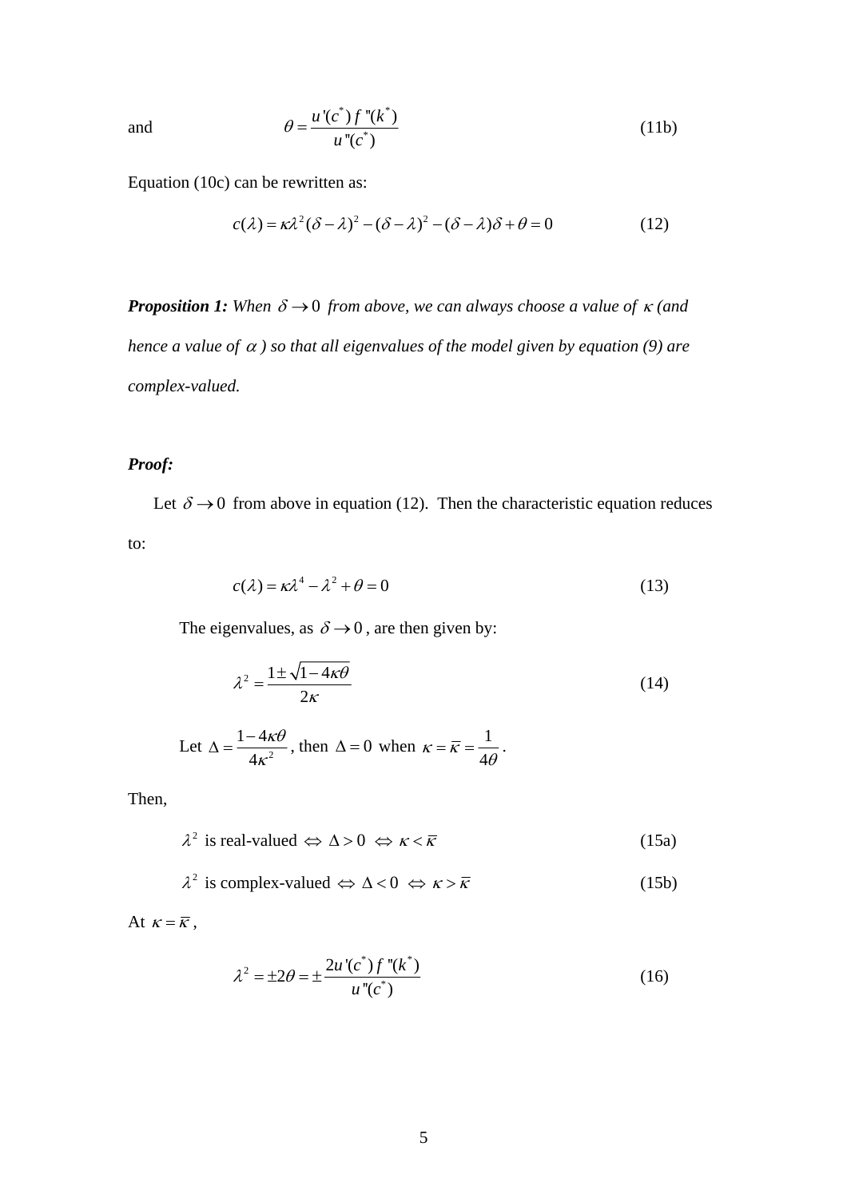and $$\theta = \frac{u'(c^*) f''(k^*)}{u''(c^*)} \tag{11b}$$

Equation (10c) can be rewritten as:

$$c(\lambda) = \kappa\lambda^2(\delta - \lambda)^2 - (\delta - \lambda)^2 - (\delta - \lambda)\delta + \theta = 0 \tag{12}$$

***Proposition 1:*** *When $\delta \to 0$ from above, we can always choose a value of $\kappa$ (and hence a value of $\alpha$) so that all eigenvalues of the model given by equation (9) are complex-valued.*

***Proof:***

Let $\delta \to 0$ from above in equation (12). Then the characteristic equation reduces to:

$$c(\lambda) = \kappa\lambda^4 - \lambda^2 + \theta = 0 \tag{13}$$

The eigenvalues, as $\delta \to 0$, are then given by:

$$\lambda^2 = \frac{1 \pm \sqrt{1 - 4\kappa\theta}}{2\kappa} \tag{14}$$

Let $\Delta = \frac{1 - 4\kappa\theta}{4\kappa^2}$, then $\Delta = 0$ when $\kappa = \bar{\kappa} = \frac{1}{4\theta}$.

Then,

$$\lambda^2 \text{ is real-valued} \Leftrightarrow \Delta > 0 \Leftrightarrow \kappa < \bar{\kappa} \tag{15a}$$

$$\lambda^2 \text{ is complex-valued} \Leftrightarrow \Delta < 0 \Leftrightarrow \kappa > \bar{\kappa} \tag{15b}$$

At $\kappa = \bar{\kappa}$,

$$\lambda^2 = \pm 2\theta = \pm \frac{2u'(c^*) f''(k^*)}{u''(c^*)} \tag{16}$$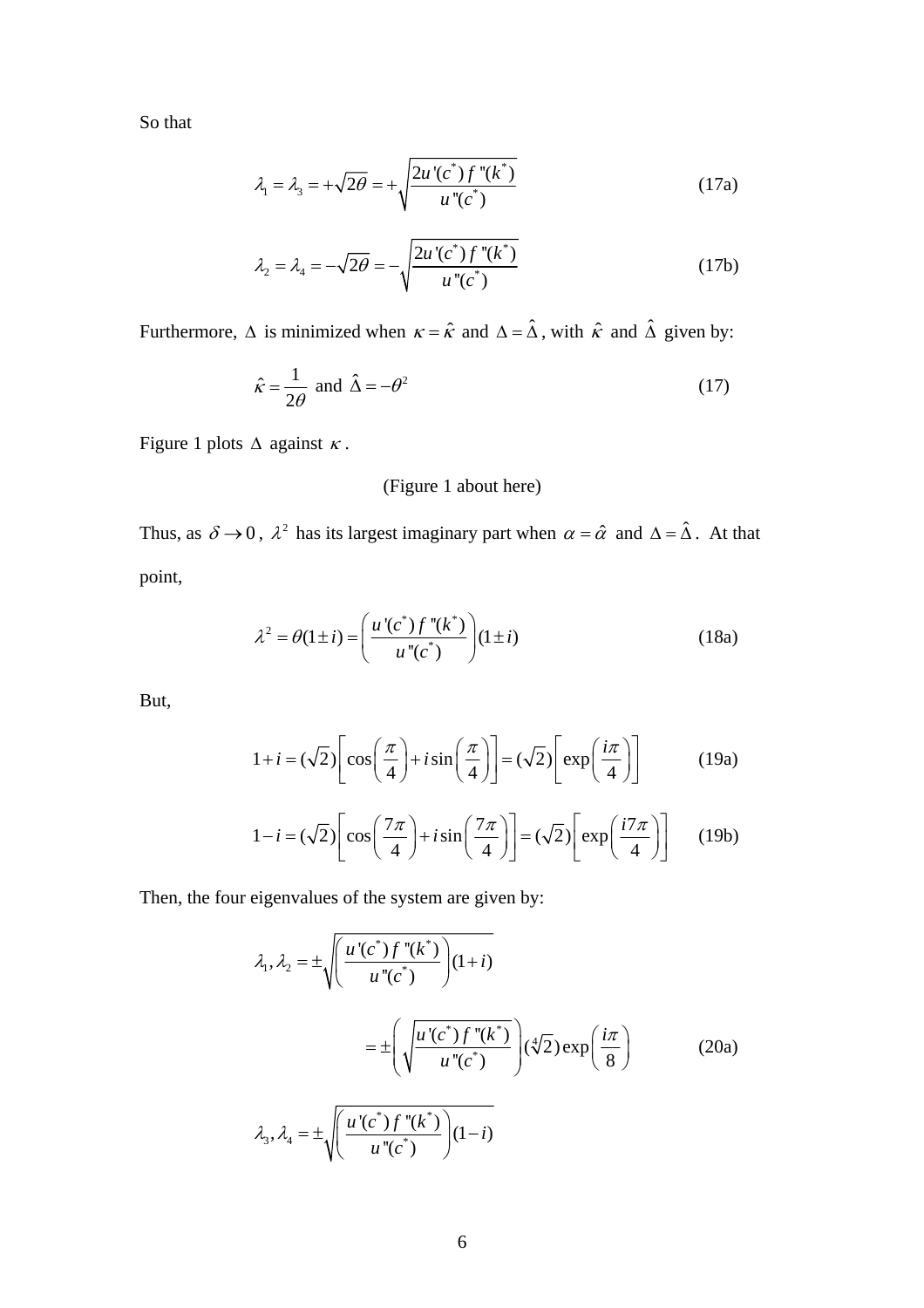So that

$$\lambda_1 = \lambda_3 = +\sqrt{2\theta} = +\sqrt{\frac{2u'(c^*)f''(k^*)}{u''(c^*)}} \tag{17a}$$

$$\lambda_2 = \lambda_4 = -\sqrt{2\theta} = -\sqrt{\frac{2u'(c^*)f''(k^*)}{u''(c^*)}} \tag{17b}$$

Furthermore, $\Delta$ is minimized when $\kappa = \hat{\kappa}$ and $\Delta = \hat{\Delta}$, with $\hat{\kappa}$ and $\hat{\Delta}$ given by:

$$\hat{\kappa} = \frac{1}{2\theta} \text{ and } \hat{\Delta} = -\theta^2 \tag{17}$$

Figure 1 plots $\Delta$ against $\kappa$.

(Figure 1 about here)

Thus, as $\delta \to 0$, $\lambda^2$ has its largest imaginary part when $\alpha = \hat{\alpha}$ and $\Delta = \hat{\Delta}$. At that point,

$$\lambda^2 = \theta(1 \pm i) = \left(\frac{u'(c^*)f''(k^*)}{u''(c^*)}\right)(1 \pm i) \tag{18a}$$

But,

$$1 + i = (\sqrt{2})\left[\cos\left(\frac{\pi}{4}\right) + i\sin\left(\frac{\pi}{4}\right)\right] = (\sqrt{2})\left[\exp\left(\frac{i\pi}{4}\right)\right] \tag{19a}$$

$$1 - i = (\sqrt{2})\left[\cos\left(\frac{7\pi}{4}\right) + i\sin\left(\frac{7\pi}{4}\right)\right] = (\sqrt{2})\left[\exp\left(\frac{i7\pi}{4}\right)\right] \tag{19b}$$

Then, the four eigenvalues of the system are given by:

$$\lambda_1, \lambda_2 = \pm\sqrt{\left(\frac{u'(c^*)f''(k^*)}{u''(c^*)}\right)(1+i)}$$

$$= \pm\left(\sqrt{\frac{u'(c^*)f''(k^*)}{u''(c^*)}}\right)(\sqrt[4]{2})\exp\left(\frac{i\pi}{8}\right) \tag{20a}$$

$$\lambda_3, \lambda_4 = \pm\sqrt{\left(\frac{u'(c^*)f''(k^*)}{u''(c^*)}\right)(1-i)}$$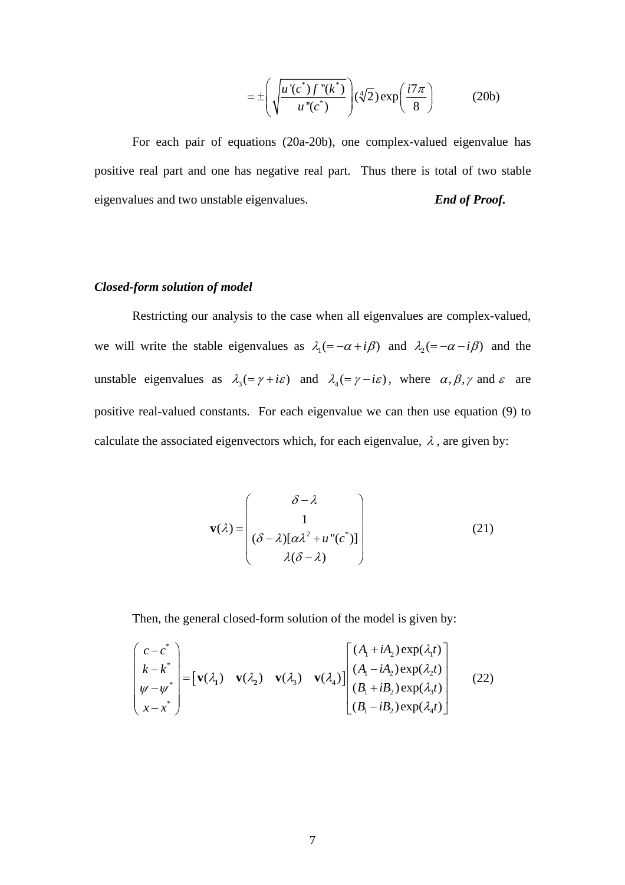$$= \pm \left( \sqrt{\frac{u'(c^*) f''(k^*)}{u''(c^*)}} \right) (\sqrt[4]{2}) \exp\left( \frac{i7\pi}{8} \right) \qquad \text{(20b)}$$

For each pair of equations (20a-20b), one complex-valued eigenvalue has positive real part and one has negative real part. Thus there is total of two stable eigenvalues and two unstable eigenvalues. ***End of Proof.***

***Closed-form solution of model***

Restricting our analysis to the case when all eigenvalues are complex-valued, we will write the stable eigenvalues as $\lambda_1 (= -\alpha + i\beta)$ and $\lambda_2 (= -\alpha - i\beta)$ and the unstable eigenvalues as $\lambda_3 (= \gamma + i\varepsilon)$ and $\lambda_4 (= \gamma - i\varepsilon)$, where $\alpha, \beta, \gamma$ and $\varepsilon$ are positive real-valued constants. For each eigenvalue we can then use equation (9) to calculate the associated eigenvectors which, for each eigenvalue, $\lambda$, are given by:

$$\mathbf{v}(\lambda) = \begin{pmatrix} \delta - \lambda \\ 1 \\ (\delta - \lambda)[\alpha\lambda^2 + u''(c^*)] \\ \lambda(\delta - \lambda) \end{pmatrix} \qquad (21)$$

Then, the general closed-form solution of the model is given by:

$$\begin{pmatrix} c - c^* \\ k - k^* \\ \psi - \psi^* \\ x - x^* \end{pmatrix} = \begin{bmatrix} \mathbf{v}(\lambda_1) & \mathbf{v}(\lambda_2) & \mathbf{v}(\lambda_3) & \mathbf{v}(\lambda_4) \end{bmatrix} \begin{bmatrix} (A_1 + iA_2)\exp(\lambda_1 t) \\ (A_1 - iA_2)\exp(\lambda_2 t) \\ (B_1 + iB_2)\exp(\lambda_3 t) \\ (B_1 - iB_2)\exp(\lambda_4 t) \end{bmatrix} \qquad (22)$$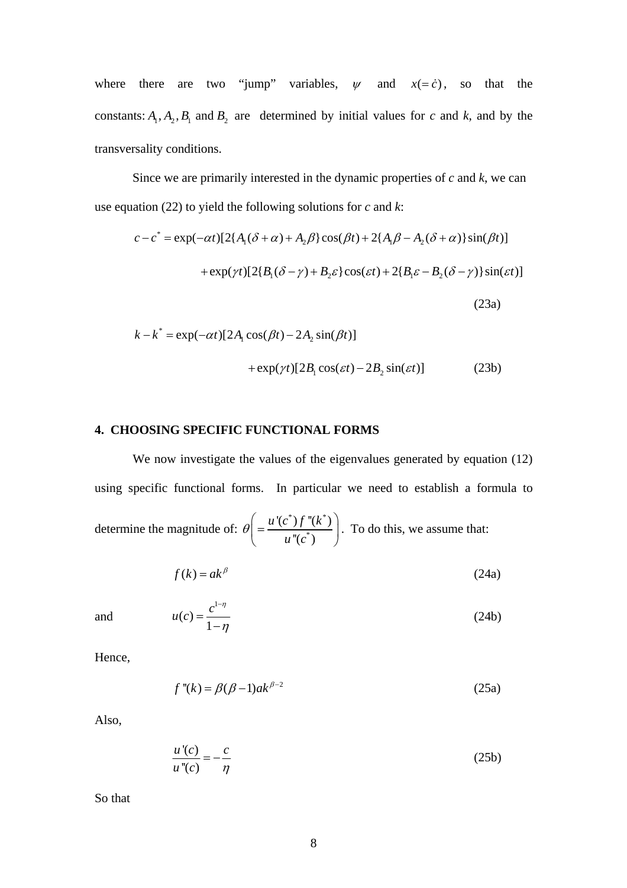where there are two "jump" variables, $\psi$ and $x(=\dot{c})$, so that the constants: $A_1, A_2, B_1$ and $B_2$ are determined by initial values for *c* and *k*, and by the transversality conditions.

Since we are primarily interested in the dynamic properties of *c* and *k*, we can use equation (22) to yield the following solutions for *c* and *k*:

$$c - c^* = \exp(-\alpha t)[2\{A_1(\delta+\alpha) + A_2\beta\}\cos(\beta t) + 2\{A_1\beta - A_2(\delta+\alpha)\}\sin(\beta t)]$$
$$+ \exp(\gamma t)[2\{B_1(\delta-\gamma) + B_2\varepsilon\}\cos(\varepsilon t) + 2\{B_1\varepsilon - B_2(\delta-\gamma)\}\sin(\varepsilon t)] \tag{23a}$$

$$k - k^* = \exp(-\alpha t)[2A_1\cos(\beta t) - 2A_2\sin(\beta t)]$$
$$+ \exp(\gamma t)[2B_1\cos(\varepsilon t) - 2B_2\sin(\varepsilon t)] \tag{23b}$$

## 4. CHOOSING SPECIFIC FUNCTIONAL FORMS

We now investigate the values of the eigenvalues generated by equation (12) using specific functional forms. In particular we need to establish a formula to determine the magnitude of: $\theta\left(=\dfrac{u'(c^*)f''(k^*)}{u''(c^*)}\right)$. To do this, we assume that:

$$f(k) = ak^{\beta} \tag{24a}$$

and

$$u(c) = \frac{c^{1-\eta}}{1-\eta} \tag{24b}$$

Hence,

$$f''(k) = \beta(\beta-1)ak^{\beta-2} \tag{25a}$$

Also,

$$\frac{u'(c)}{u''(c)} = -\frac{c}{\eta} \tag{25b}$$

So that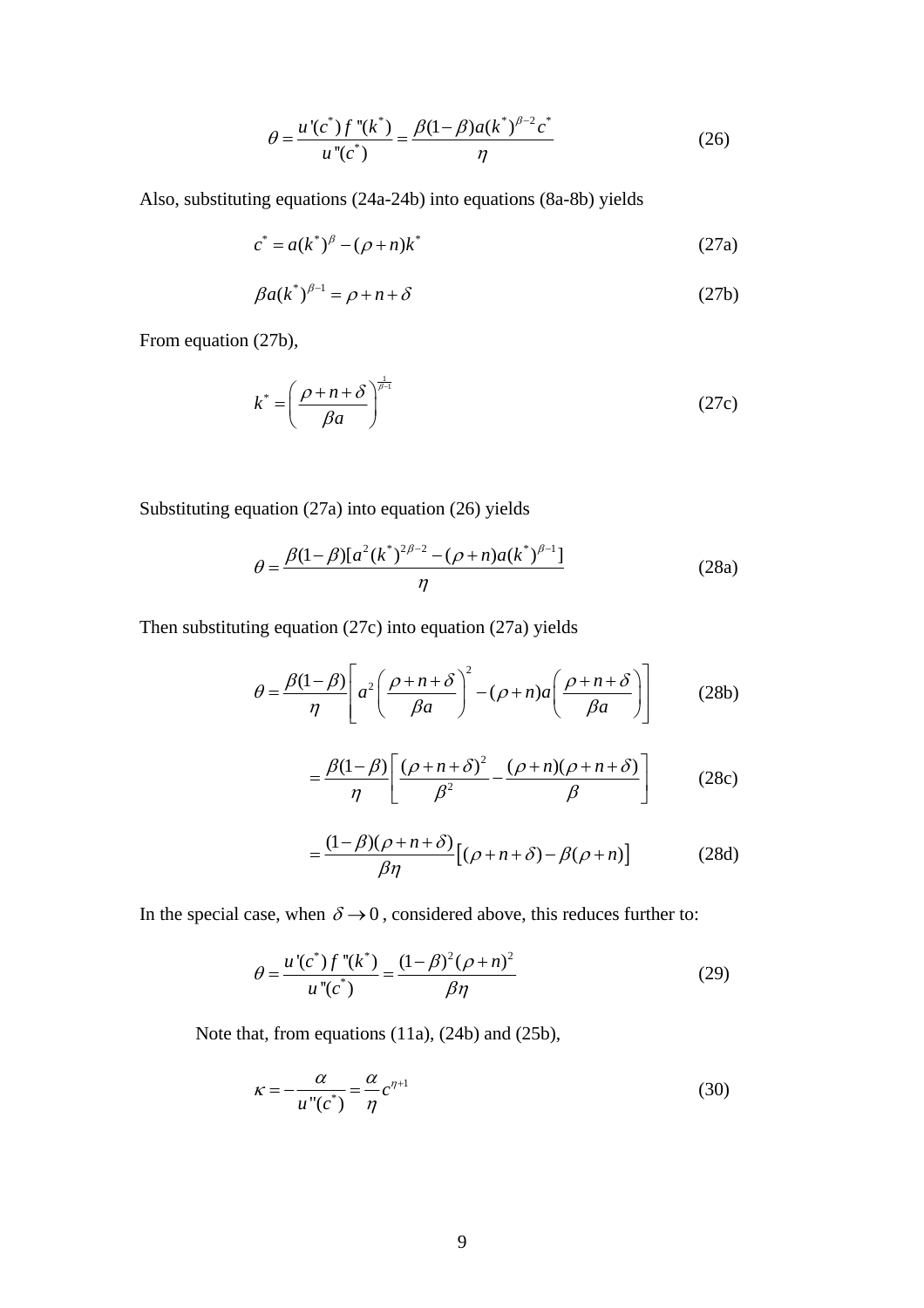$$\theta = \frac{u'(c^*) f''(k^*)}{u''(c^*)} = \frac{\beta(1-\beta)a(k^*)^{\beta-2}c^*}{\eta} \tag{26}$$

Also, substituting equations (24a-24b) into equations (8a-8b) yields

$$c^* = a(k^*)^{\beta} - (\rho + n)k^* \tag{27a}$$

$$\beta a(k^*)^{\beta-1} = \rho + n + \delta \tag{27b}$$

From equation (27b),

$$k^* = \left(\frac{\rho + n + \delta}{\beta a}\right)^{\frac{1}{\beta-1}} \tag{27c}$$

Substituting equation (27a) into equation (26) yields

$$\theta = \frac{\beta(1-\beta)[a^2(k^*)^{2\beta-2} - (\rho+n)a(k^*)^{\beta-1}]}{\eta} \tag{28a}$$

Then substituting equation (27c) into equation (27a) yields

$$\theta = \frac{\beta(1-\beta)}{\eta}\left[a^2\left(\frac{\rho+n+\delta}{\beta a}\right)^2 - (\rho+n)a\left(\frac{\rho+n+\delta}{\beta a}\right)\right] \tag{28b}$$

$$= \frac{\beta(1-\beta)}{\eta}\left[\frac{(\rho+n+\delta)^2}{\beta^2} - \frac{(\rho+n)(\rho+n+\delta)}{\beta}\right] \tag{28c}$$

$$= \frac{(1-\beta)(\rho+n+\delta)}{\beta\eta}\left[(\rho+n+\delta) - \beta(\rho+n)\right] \tag{28d}$$

In the special case, when $\delta \to 0$, considered above, this reduces further to:

$$\theta = \frac{u'(c^*) f''(k^*)}{u''(c^*)} = \frac{(1-\beta)^2(\rho+n)^2}{\beta\eta} \tag{29}$$

Note that, from equations (11a), (24b) and (25b),

$$\kappa = -\frac{\alpha}{u''(c^*)} = \frac{\alpha}{\eta}c^{\eta+1} \tag{30}$$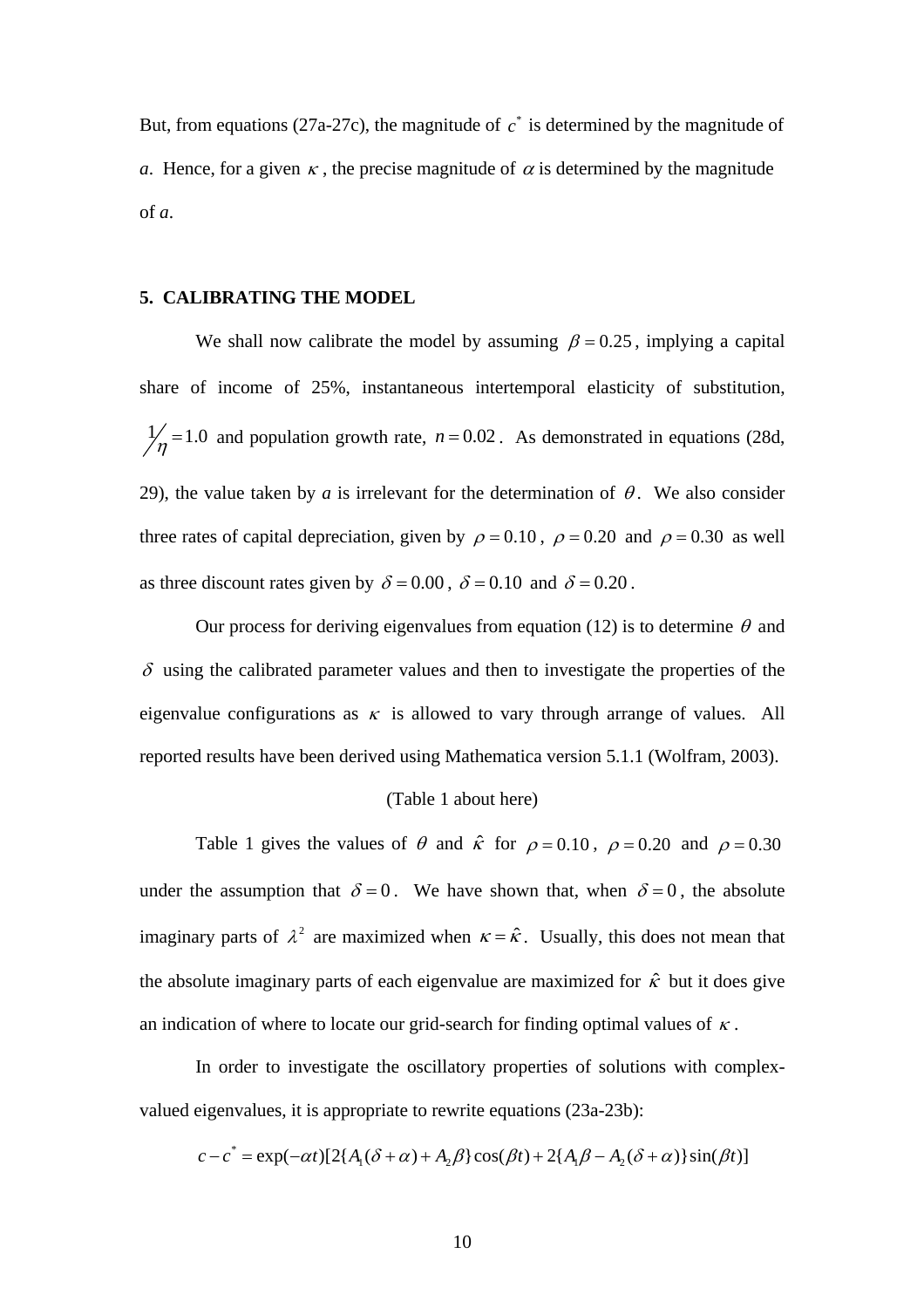But, from equations (27a-27c), the magnitude of $c^*$ is determined by the magnitude of $a$. Hence, for a given $\kappa$, the precise magnitude of $\alpha$ is determined by the magnitude of $a$.

## 5. CALIBRATING THE MODEL

We shall now calibrate the model by assuming $\beta = 0.25$, implying a capital share of income of 25%, instantaneous intertemporal elasticity of substitution, $1/\eta = 1.0$ and population growth rate, $n = 0.02$. As demonstrated in equations (28d, 29), the value taken by $a$ is irrelevant for the determination of $\theta$. We also consider three rates of capital depreciation, given by $\rho = 0.10$, $\rho = 0.20$ and $\rho = 0.30$ as well as three discount rates given by $\delta = 0.00$, $\delta = 0.10$ and $\delta = 0.20$.

Our process for deriving eigenvalues from equation (12) is to determine $\theta$ and $\delta$ using the calibrated parameter values and then to investigate the properties of the eigenvalue configurations as $\kappa$ is allowed to vary through arrange of values. All reported results have been derived using Mathematica version 5.1.1 (Wolfram, 2003).

(Table 1 about here)

Table 1 gives the values of $\theta$ and $\hat{\kappa}$ for $\rho = 0.10$, $\rho = 0.20$ and $\rho = 0.30$ under the assumption that $\delta = 0$. We have shown that, when $\delta = 0$, the absolute imaginary parts of $\lambda^2$ are maximized when $\kappa = \hat{\kappa}$. Usually, this does not mean that the absolute imaginary parts of each eigenvalue are maximized for $\hat{\kappa}$ but it does give an indication of where to locate our grid-search for finding optimal values of $\kappa$.

In order to investigate the oscillatory properties of solutions with complex-valued eigenvalues, it is appropriate to rewrite equations (23a-23b):

$$c - c^* = \exp(-\alpha t)[2\{A_1(\delta + \alpha) + A_2\beta\}\cos(\beta t) + 2\{A_1\beta - A_2(\delta + \alpha)\}\sin(\beta t)]$$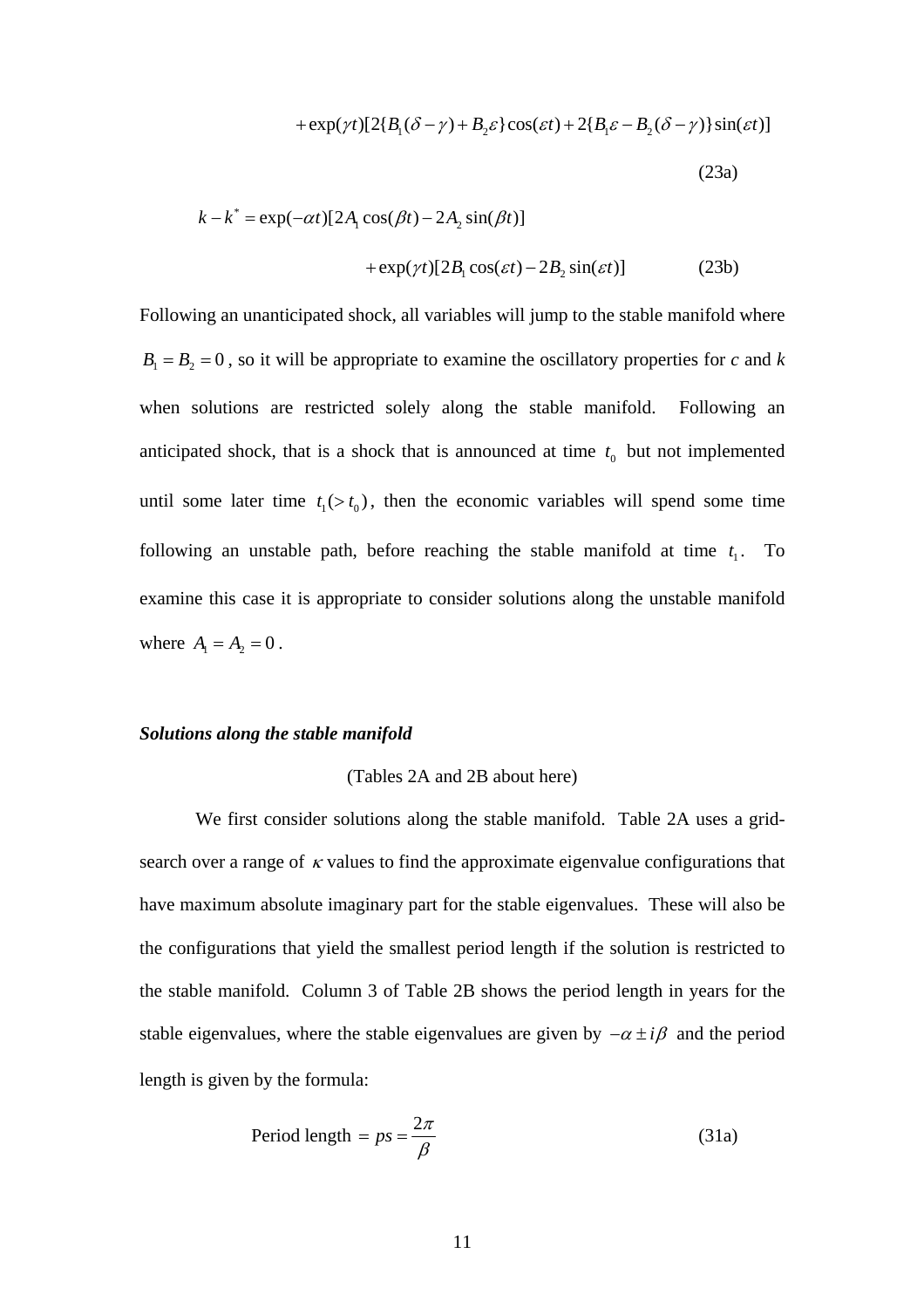$$+\exp(\gamma t)[2\{B_1(\delta-\gamma)+B_2\varepsilon\}\cos(\varepsilon t)+2\{B_1\varepsilon-B_2(\delta-\gamma)\}\sin(\varepsilon t)]$$

(23a)

$$k-k^{*}=\exp(-\alpha t)[2A_1\cos(\beta t)-2A_2\sin(\beta t)]$$

$$+\exp(\gamma t)[2B_1\cos(\varepsilon t)-2B_2\sin(\varepsilon t)] \qquad (23b)$$

Following an unanticipated shock, all variables will jump to the stable manifold where $B_1 = B_2 = 0$, so it will be appropriate to examine the oscillatory properties for *c* and *k* when solutions are restricted solely along the stable manifold. Following an anticipated shock, that is a shock that is announced at time $t_0$ but not implemented until some later time $t_1(>t_0)$, then the economic variables will spend some time following an unstable path, before reaching the stable manifold at time $t_1$. To examine this case it is appropriate to consider solutions along the unstable manifold where $A_1 = A_2 = 0$.

***Solutions along the stable manifold***

(Tables 2A and 2B about here)

We first consider solutions along the stable manifold. Table 2A uses a grid-search over a range of $\kappa$ values to find the approximate eigenvalue configurations that have maximum absolute imaginary part for the stable eigenvalues. These will also be the configurations that yield the smallest period length if the solution is restricted to the stable manifold. Column 3 of Table 2B shows the period length in years for the stable eigenvalues, where the stable eigenvalues are given by $-\alpha \pm i\beta$ and the period length is given by the formula:

$$\text{Period length} = ps = \frac{2\pi}{\beta} \qquad (31a)$$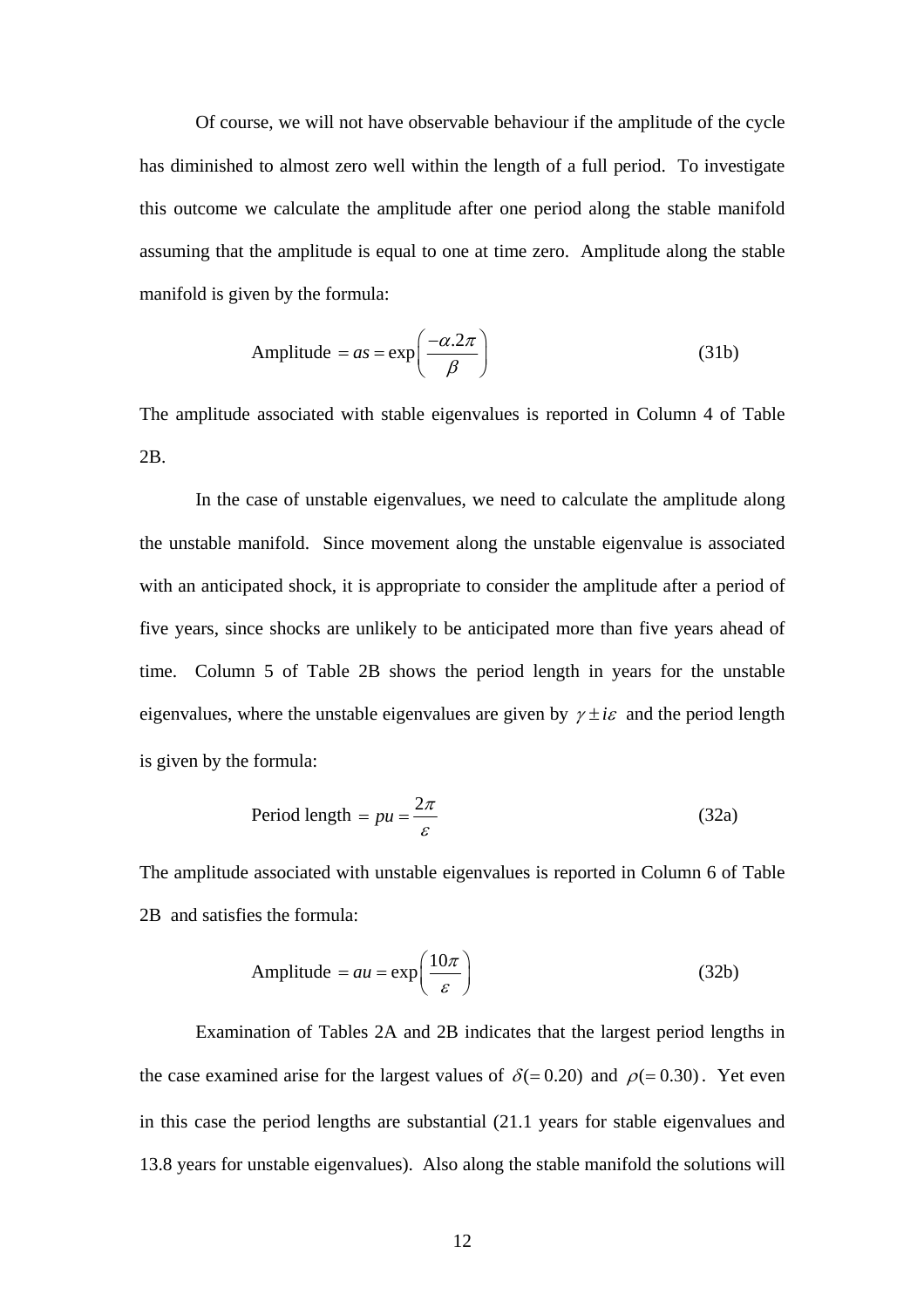Of course, we will not have observable behaviour if the amplitude of the cycle has diminished to almost zero well within the length of a full period. To investigate this outcome we calculate the amplitude after one period along the stable manifold assuming that the amplitude is equal to one at time zero. Amplitude along the stable manifold is given by the formula:

$$\text{Amplitude } = as = \exp\left(\frac{-\alpha.2\pi}{\beta}\right) \tag{31b}$$

The amplitude associated with stable eigenvalues is reported in Column 4 of Table 2B.

In the case of unstable eigenvalues, we need to calculate the amplitude along the unstable manifold. Since movement along the unstable eigenvalue is associated with an anticipated shock, it is appropriate to consider the amplitude after a period of five years, since shocks are unlikely to be anticipated more than five years ahead of time. Column 5 of Table 2B shows the period length in years for the unstable eigenvalues, where the unstable eigenvalues are given by $\gamma \pm i\varepsilon$ and the period length is given by the formula:

$$\text{Period length } = pu = \frac{2\pi}{\varepsilon} \tag{32a}$$

The amplitude associated with unstable eigenvalues is reported in Column 6 of Table 2B and satisfies the formula:

$$\text{Amplitude } = au = \exp\left(\frac{10\pi}{\varepsilon}\right) \tag{32b}$$

Examination of Tables 2A and 2B indicates that the largest period lengths in the case examined arise for the largest values of $\delta(=0.20)$ and $\rho(=0.30)$. Yet even in this case the period lengths are substantial (21.1 years for stable eigenvalues and 13.8 years for unstable eigenvalues). Also along the stable manifold the solutions will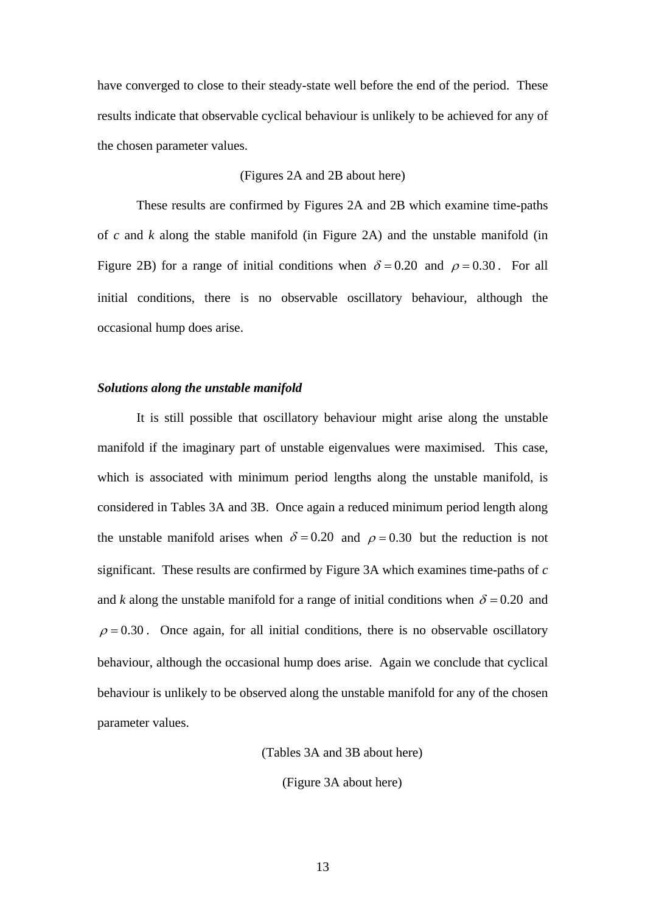have converged to close to their steady-state well before the end of the period. These results indicate that observable cyclical behaviour is unlikely to be achieved for any of the chosen parameter values.

(Figures 2A and 2B about here)

These results are confirmed by Figures 2A and 2B which examine time-paths of $c$ and $k$ along the stable manifold (in Figure 2A) and the unstable manifold (in Figure 2B) for a range of initial conditions when $\delta = 0.20$ and $\rho = 0.30$. For all initial conditions, there is no observable oscillatory behaviour, although the occasional hump does arise.

***Solutions along the unstable manifold***

It is still possible that oscillatory behaviour might arise along the unstable manifold if the imaginary part of unstable eigenvalues were maximised. This case, which is associated with minimum period lengths along the unstable manifold, is considered in Tables 3A and 3B. Once again a reduced minimum period length along the unstable manifold arises when $\delta = 0.20$ and $\rho = 0.30$ but the reduction is not significant. These results are confirmed by Figure 3A which examines time-paths of $c$ and $k$ along the unstable manifold for a range of initial conditions when $\delta = 0.20$ and $\rho = 0.30$. Once again, for all initial conditions, there is no observable oscillatory behaviour, although the occasional hump does arise. Again we conclude that cyclical behaviour is unlikely to be observed along the unstable manifold for any of the chosen parameter values.

(Tables 3A and 3B about here)

(Figure 3A about here)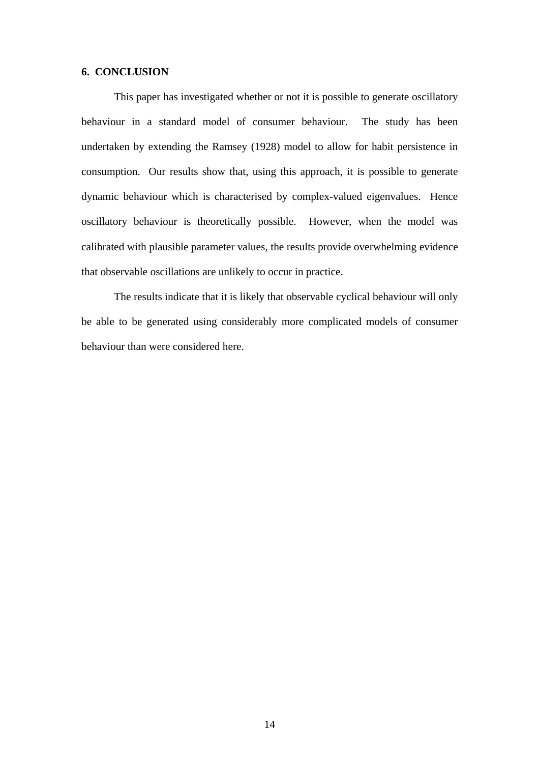## 6. CONCLUSION

This paper has investigated whether or not it is possible to generate oscillatory behaviour in a standard model of consumer behaviour. The study has been undertaken by extending the Ramsey (1928) model to allow for habit persistence in consumption. Our results show that, using this approach, it is possible to generate dynamic behaviour which is characterised by complex-valued eigenvalues. Hence oscillatory behaviour is theoretically possible. However, when the model was calibrated with plausible parameter values, the results provide overwhelming evidence that observable oscillations are unlikely to occur in practice.

The results indicate that it is likely that observable cyclical behaviour will only be able to be generated using considerably more complicated models of consumer behaviour than were considered here.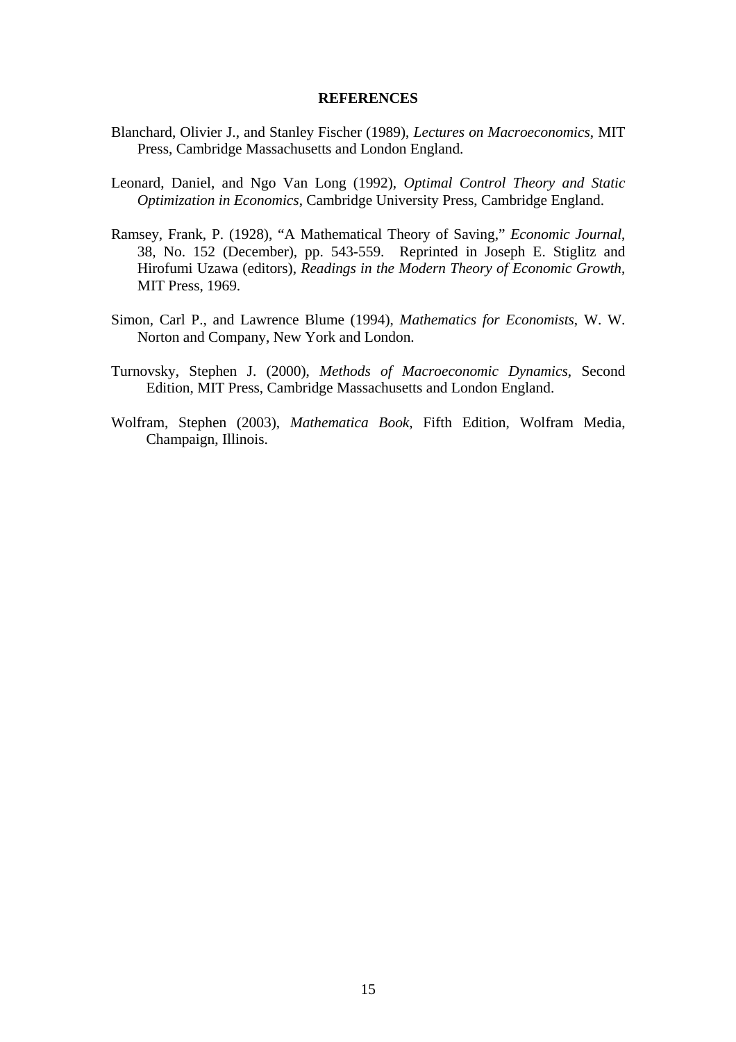## REFERENCES

Blanchard, Olivier J., and Stanley Fischer (1989), *Lectures on Macroeconomics*, MIT Press, Cambridge Massachusetts and London England.

Leonard, Daniel, and Ngo Van Long (1992), *Optimal Control Theory and Static Optimization in Economics*, Cambridge University Press, Cambridge England.

Ramsey, Frank, P. (1928), "A Mathematical Theory of Saving," *Economic Journal*, 38, No. 152 (December), pp. 543-559. Reprinted in Joseph E. Stiglitz and Hirofumi Uzawa (editors), *Readings in the Modern Theory of Economic Growth*, MIT Press, 1969.

Simon, Carl P., and Lawrence Blume (1994), *Mathematics for Economists*, W. W. Norton and Company, New York and London.

Turnovsky, Stephen J. (2000), *Methods of Macroeconomic Dynamics*, Second Edition, MIT Press, Cambridge Massachusetts and London England.

Wolfram, Stephen (2003), *Mathematica Book*, Fifth Edition, Wolfram Media, Champaign, Illinois.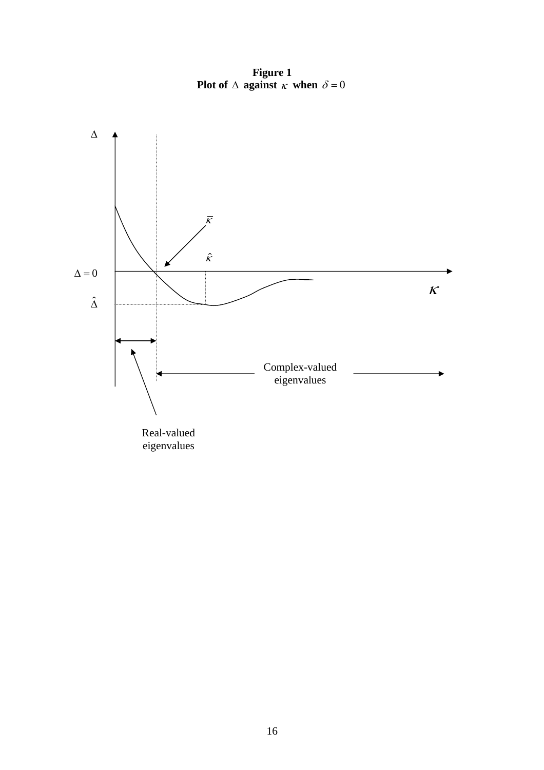**Figure 1**
**Plot of $\Delta$ against $\kappa$ when $\delta = 0$**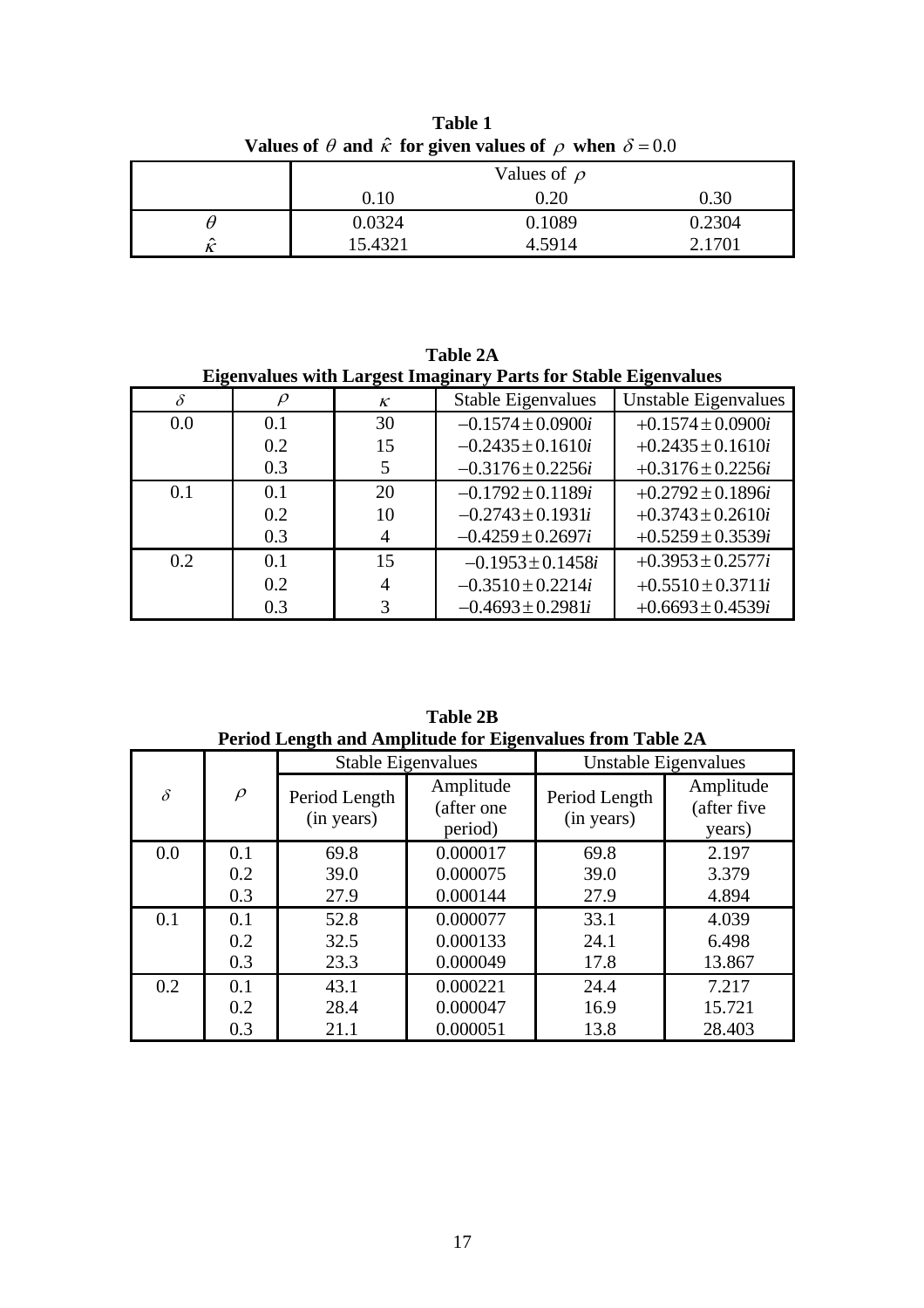**Table 1**

**Values of $\theta$ and $\hat{\kappa}$ for given values of $\rho$ when $\delta = 0.0$**

| | Values of $\rho$ | | |
|---|---|---|---|
| | 0.10 | 0.20 | 0.30 |
| $\theta$ | 0.0324 | 0.1089 | 0.2304 |
| $\hat{\kappa}$ | 15.4321 | 4.5914 | 2.1701 |

**Table 2A**

**Eigenvalues with Largest Imaginary Parts for Stable Eigenvalues**

| $\delta$ | $\rho$ | $\kappa$ | Stable Eigenvalues | Unstable Eigenvalues |
|---|---|---|---|---|
| 0.0 | 0.1 | 30 | $-0.1574 \pm 0.0900i$ | $+0.1574 \pm 0.0900i$ |
| | 0.2 | 15 | $-0.2435 \pm 0.1610i$ | $+0.2435 \pm 0.1610i$ |
| | 0.3 | 5 | $-0.3176 \pm 0.2256i$ | $+0.3176 \pm 0.2256i$ |
| 0.1 | 0.1 | 20 | $-0.1792 \pm 0.1189i$ | $+0.2792 \pm 0.1896i$ |
| | 0.2 | 10 | $-0.2743 \pm 0.1931i$ | $+0.3743 \pm 0.2610i$ |
| | 0.3 | 4 | $-0.4259 \pm 0.2697i$ | $+0.5259 \pm 0.3539i$ |
| 0.2 | 0.1 | 15 | $-0.1953 \pm 0.1458i$ | $+0.3953 \pm 0.2577i$ |
| | 0.2 | 4 | $-0.3510 \pm 0.2214i$ | $+0.5510 \pm 0.3711i$ |
| | 0.3 | 3 | $-0.4693 \pm 0.2981i$ | $+0.6693 \pm 0.4539i$ |

**Table 2B**

**Period Length and Amplitude for Eigenvalues from Table 2A**

| | | Stable Eigenvalues | | Unstable Eigenvalues | |
|---|---|---|---|---|---|
| $\delta$ | $\rho$ | Period Length (in years) | Amplitude (after one period) | Period Length (in years) | Amplitude (after five years) |
| 0.0 | 0.1 | 69.8 | 0.000017 | 69.8 | 2.197 |
| | 0.2 | 39.0 | 0.000075 | 39.0 | 3.379 |
| | 0.3 | 27.9 | 0.000144 | 27.9 | 4.894 |
| 0.1 | 0.1 | 52.8 | 0.000077 | 33.1 | 4.039 |
| | 0.2 | 32.5 | 0.000133 | 24.1 | 6.498 |
| | 0.3 | 23.3 | 0.000049 | 17.8 | 13.867 |
| 0.2 | 0.1 | 43.1 | 0.000221 | 24.4 | 7.217 |
| | 0.2 | 28.4 | 0.000047 | 16.9 | 15.721 |
| | 0.3 | 21.1 | 0.000051 | 13.8 | 28.403 |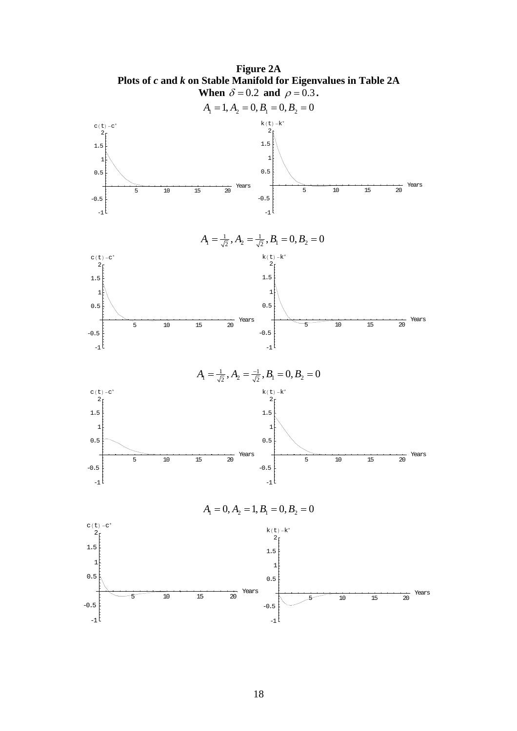**Figure 2A**

**Plots of *c* and *k* on Stable Manifold for Eigenvalues in Table 2A When $\delta = 0.2$ and $\rho = 0.3$.**

$A_1 = 1, A_2 = 0, B_1 = 0, B_2 = 0$

$A_1 = \frac{1}{\sqrt{2}}, A_2 = \frac{1}{\sqrt{2}}, B_1 = 0, B_2 = 0$

$A_1 = \frac{1}{\sqrt{2}}, A_2 = \frac{-1}{\sqrt{2}}, B_1 = 0, B_2 = 0$

$A_1 = 0, A_2 = 1, B_1 = 0, B_2 = 0$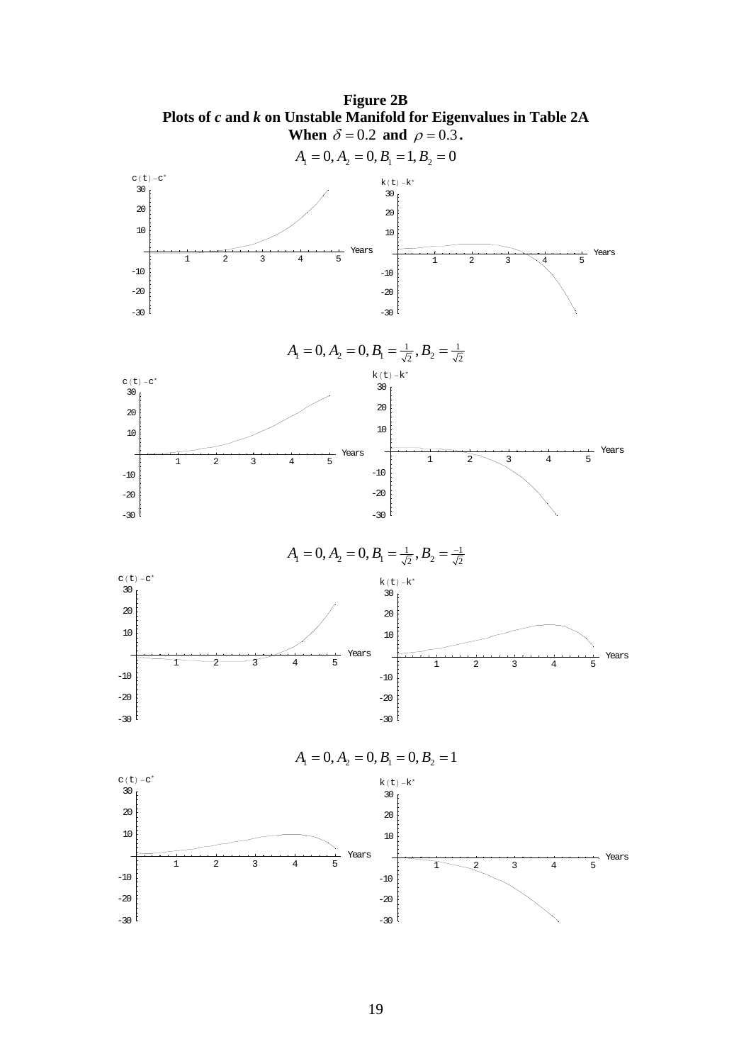**Figure 2B**
**Plots of *c* and *k* on Unstable Manifold for Eigenvalues in Table 2A When $\delta = 0.2$ and $\rho = 0.3$.**

$A_1 = 0, A_2 = 0, B_1 = 1, B_2 = 0$

$A_1 = 0, A_2 = 0, B_1 = \frac{1}{\sqrt{2}}, B_2 = \frac{1}{\sqrt{2}}$

$A_1 = 0, A_2 = 0, B_1 = \frac{1}{\sqrt{2}}, B_2 = \frac{-1}{\sqrt{2}}$

$A_1 = 0, A_2 = 0, B_1 = 0, B_2 = 1$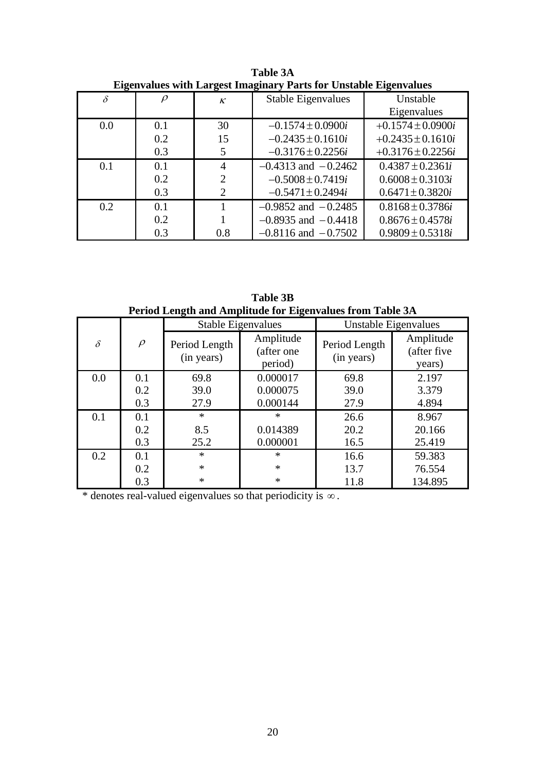**Table 3A**
**Eigenvalues with Largest Imaginary Parts for Unstable Eigenvalues**

| $\delta$ | $\rho$ | $\kappa$ | Stable Eigenvalues | Unstable Eigenvalues |
|---|---|---|---|---|
| 0.0 | 0.1 | 30 | $-0.1574 \pm 0.0900i$ | $+0.1574 \pm 0.0900i$ |
| | 0.2 | 15 | $-0.2435 \pm 0.1610i$ | $+0.2435 \pm 0.1610i$ |
| | 0.3 | 5 | $-0.3176 \pm 0.2256i$ | $+0.3176 \pm 0.2256i$ |
| 0.1 | 0.1 | 4 | $-0.4313$ and $-0.2462$ | $0.4387 \pm 0.2361i$ |
| | 0.2 | 2 | $-0.5008 \pm 0.7419i$ | $0.6008 \pm 0.3103i$ |
| | 0.3 | 2 | $-0.5471 \pm 0.2494i$ | $0.6471 \pm 0.3820i$ |
| 0.2 | 0.1 | 1 | $-0.9852$ and $-0.2485$ | $0.8168 \pm 0.3786i$ |
| | 0.2 | 1 | $-0.8935$ and $-0.4418$ | $0.8676 \pm 0.4578i$ |
| | 0.3 | 0.8 | $-0.8116$ and $-0.7502$ | $0.9809 \pm 0.5318i$ |

**Table 3B**
**Period Length and Amplitude for Eigenvalues from Table 3A**

| | | Stable Eigenvalues | | Unstable Eigenvalues | |
|---|---|---|---|---|---|
| $\delta$ | $\rho$ | Period Length (in years) | Amplitude (after one period) | Period Length (in years) | Amplitude (after five years) |
| 0.0 | 0.1 | 69.8 | 0.000017 | 69.8 | 2.197 |
| | 0.2 | 39.0 | 0.000075 | 39.0 | 3.379 |
| | 0.3 | 27.9 | 0.000144 | 27.9 | 4.894 |
| 0.1 | 0.1 | * | * | 26.6 | 8.967 |
| | 0.2 | 8.5 | 0.014389 | 20.2 | 20.166 |
| | 0.3 | 25.2 | 0.000001 | 16.5 | 25.419 |
| 0.2 | 0.1 | * | * | 16.6 | 59.383 |
| | 0.2 | * | * | 13.7 | 76.554 |
| | 0.3 | * | * | 11.8 | 134.895 |

\* denotes real-valued eigenvalues so that periodicity is $\infty$.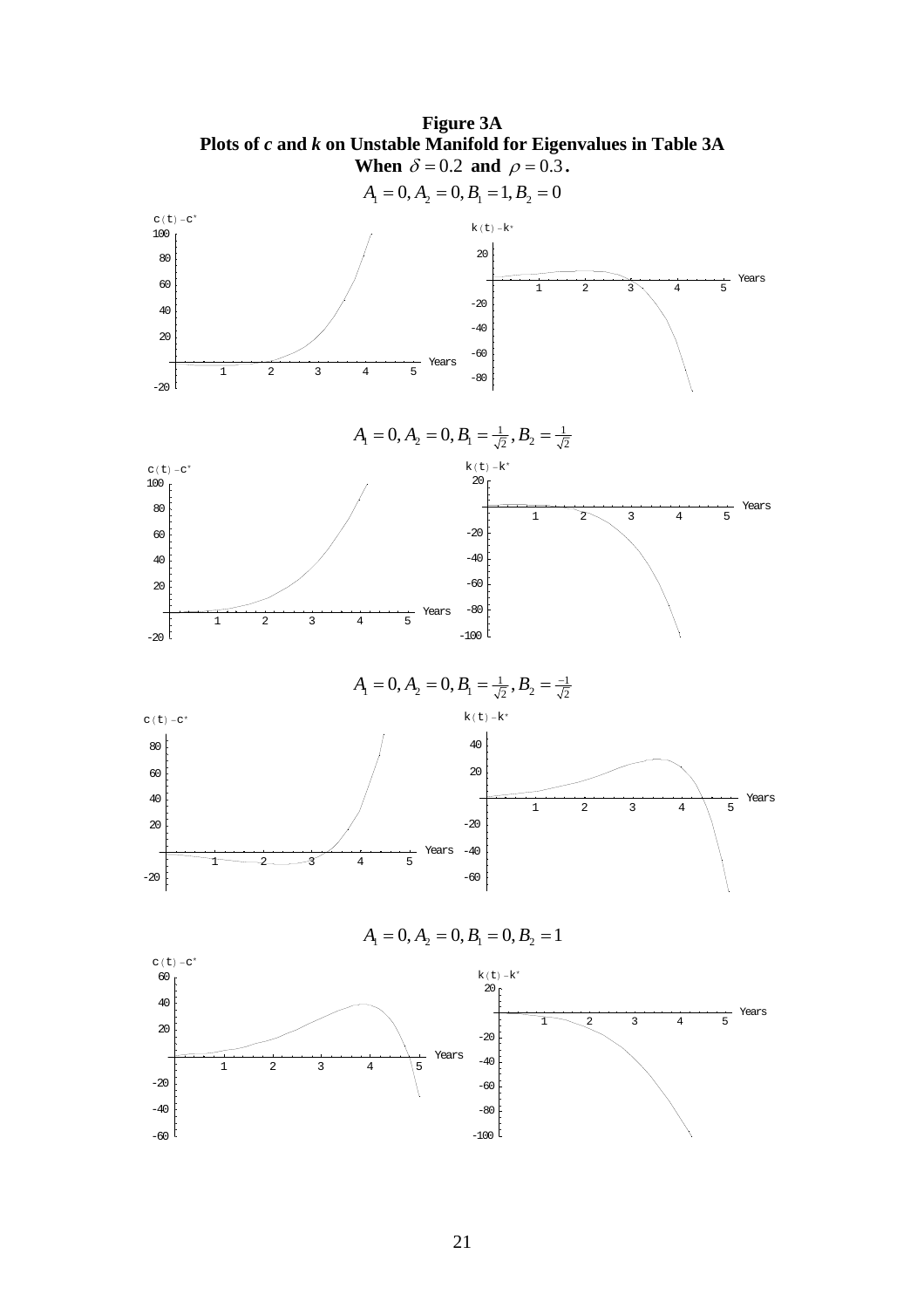**Figure 3A**
**Plots of *c* and *k* on Unstable Manifold for Eigenvalues in Table 3A When $\delta = 0.2$ and $\rho = 0.3$.**

$A_1 = 0, A_2 = 0, B_1 = 1, B_2 = 0$

c(t) − c*
100
80
60
40
20
-20
1 2 3 4 5 Years

k(t) − k*
20
-20
-40
-60
-80
1 2 3 4 5 Years

$A_1 = 0, A_2 = 0, B_1 = \frac{1}{\sqrt{2}}, B_2 = \frac{1}{\sqrt{2}}$

c(t) − c*
100
80
60
40
20
-20
1 2 3 4 5 Years

k(t) − k*
20
-20
-40
-60
-80
-100
1 2 3 4 5 Years

$A_1 = 0, A_2 = 0, B_1 = \frac{1}{\sqrt{2}}, B_2 = \frac{-1}{\sqrt{2}}$

c(t) − c*
80
60
40
20
-20
1 2 3 4 5 Years

k(t) − k*
40
20
-20
-40
-60
1 2 3 4 5 Years

$A_1 = 0, A_2 = 0, B_1 = 0, B_2 = 1$

c(t) − c*
60
40
20
-20
-40
-60
1 2 3 4 5 Years

k(t) − k*
20
-20
-40
-60
-80
-100
1 2 3 4 5 Years